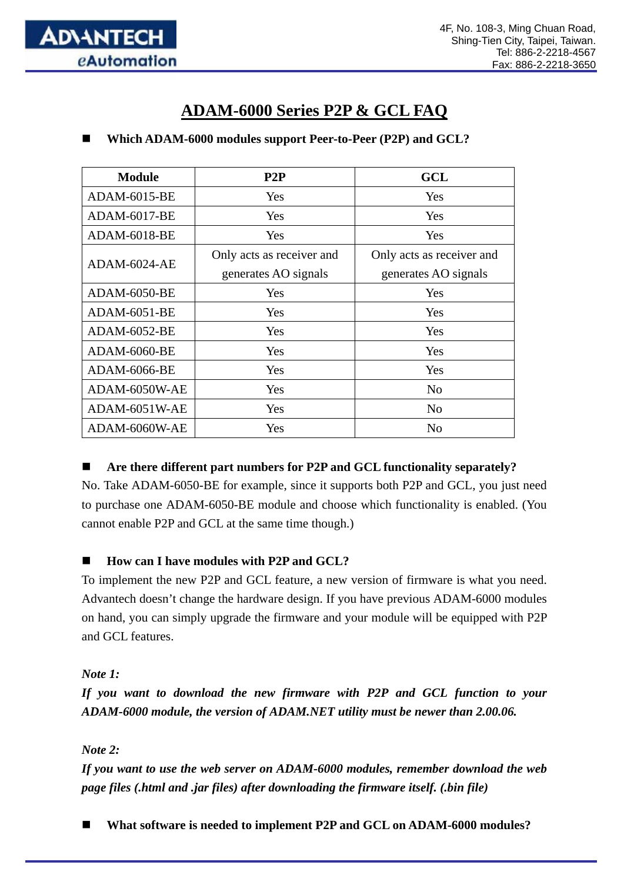# ADAM-6000 Series P2P & GCL FAQ

■ **Which ADAM-6000 modules support Peer-to-Peer (P2P) and GCL?**

| Module | P2P | GCL |
|---|---|---|
| ADAM-6015-BE | Yes | Yes |
| ADAM-6017-BE | Yes | Yes |
| ADAM-6018-BE | Yes | Yes |
| ADAM-6024-AE | Only acts as receiver and generates AO signals | Only acts as receiver and generates AO signals |
| ADAM-6050-BE | Yes | Yes |
| ADAM-6051-BE | Yes | Yes |
| ADAM-6052-BE | Yes | Yes |
| ADAM-6060-BE | Yes | Yes |
| ADAM-6066-BE | Yes | Yes |
| ADAM-6050W-AE | Yes | No |
| ADAM-6051W-AE | Yes | No |
| ADAM-6060W-AE | Yes | No |

■ **Are there different part numbers for P2P and GCL functionality separately?**

No. Take ADAM-6050-BE for example, since it supports both P2P and GCL, you just need to purchase one ADAM-6050-BE module and choose which functionality is enabled. (You cannot enable P2P and GCL at the same time though.)

■ **How can I have modules with P2P and GCL?**

To implement the new P2P and GCL feature, a new version of firmware is what you need. Advantech doesn't change the hardware design. If you have previous ADAM-6000 modules on hand, you can simply upgrade the firmware and your module will be equipped with P2P and GCL features.

***Note 1:***

***If you want to download the new firmware with P2P and GCL function to your ADAM-6000 module, the version of ADAM.NET utility must be newer than 2.00.06.***

***Note 2:***

***If you want to use the web server on ADAM-6000 modules, remember download the web page files (.html and .jar files) after downloading the firmware itself. (.bin file)***

■ **What software is needed to implement P2P and GCL on ADAM-6000 modules?**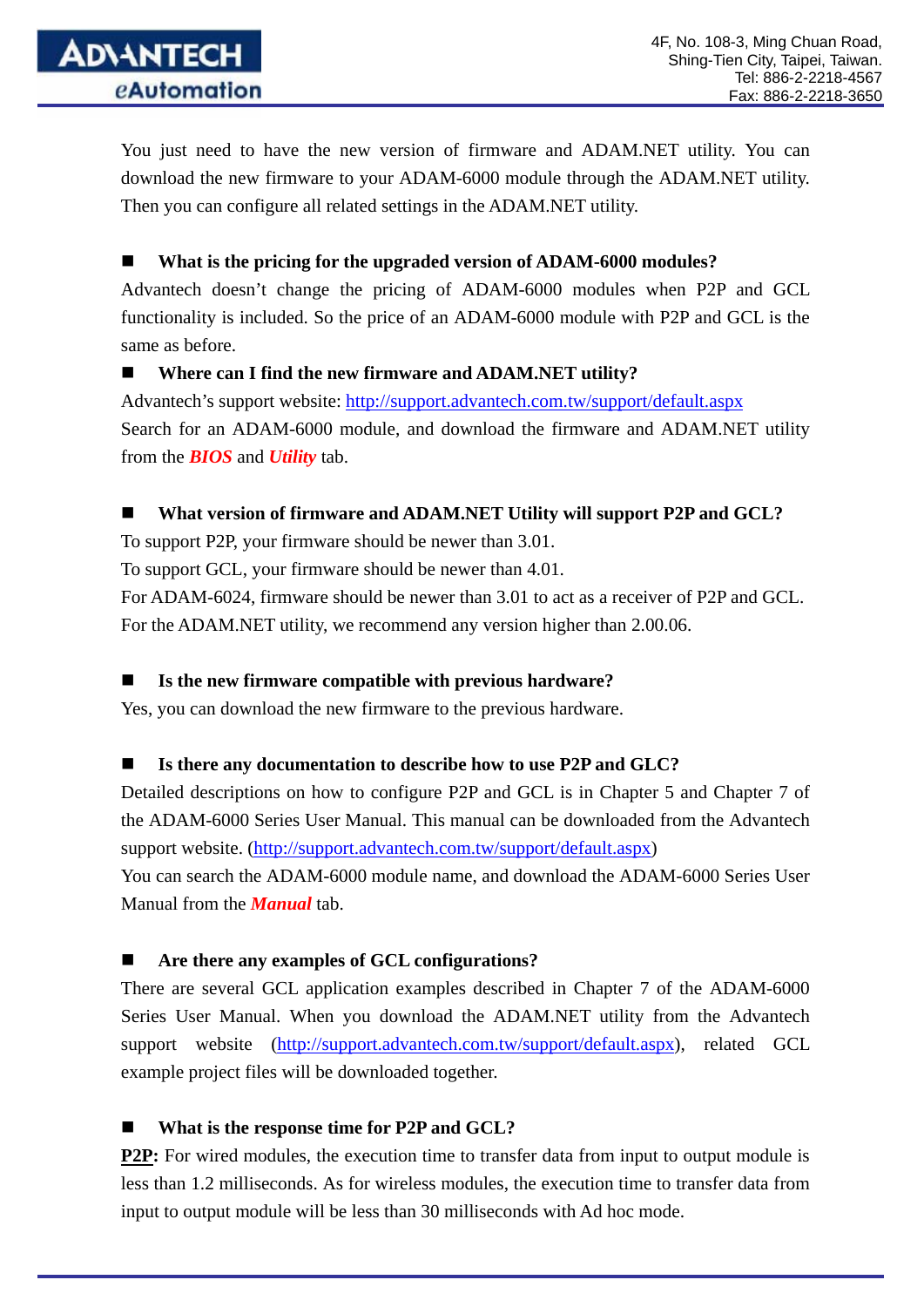You just need to have the new version of firmware and ADAM.NET utility. You can download the new firmware to your ADAM-6000 module through the ADAM.NET utility. Then you can configure all related settings in the ADAM.NET utility.

■ **What is the pricing for the upgraded version of ADAM-6000 modules?**

Advantech doesn't change the pricing of ADAM-6000 modules when P2P and GCL functionality is included. So the price of an ADAM-6000 module with P2P and GCL is the same as before.

■ **Where can I find the new firmware and ADAM.NET utility?**

Advantech's support website: http://support.advantech.com.tw/support/default.aspx

Search for an ADAM-6000 module, and download the firmware and ADAM.NET utility from the ***BIOS*** and ***Utility*** tab.

■ **What version of firmware and ADAM.NET Utility will support P2P and GCL?**

To support P2P, your firmware should be newer than 3.01.

To support GCL, your firmware should be newer than 4.01.

For ADAM-6024, firmware should be newer than 3.01 to act as a receiver of P2P and GCL.

For the ADAM.NET utility, we recommend any version higher than 2.00.06.

■ **Is the new firmware compatible with previous hardware?**

Yes, you can download the new firmware to the previous hardware.

■ **Is there any documentation to describe how to use P2P and GLC?**

Detailed descriptions on how to configure P2P and GCL is in Chapter 5 and Chapter 7 of the ADAM-6000 Series User Manual. This manual can be downloaded from the Advantech support website. (http://support.advantech.com.tw/support/default.aspx)

You can search the ADAM-6000 module name, and download the ADAM-6000 Series User Manual from the ***Manual*** tab.

■ **Are there any examples of GCL configurations?**

There are several GCL application examples described in Chapter 7 of the ADAM-6000 Series User Manual. When you download the ADAM.NET utility from the Advantech support website (http://support.advantech.com.tw/support/default.aspx), related GCL example project files will be downloaded together.

■ **What is the response time for P2P and GCL?**

**P2P:** For wired modules, the execution time to transfer data from input to output module is less than 1.2 milliseconds. As for wireless modules, the execution time to transfer data from input to output module will be less than 30 milliseconds with Ad hoc mode.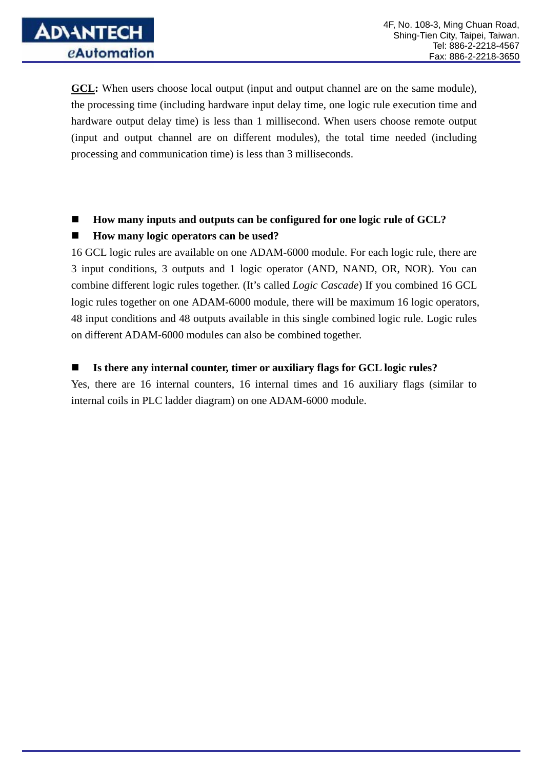**<u>GCL</u>:** When users choose local output (input and output channel are on the same module), the processing time (including hardware input delay time, one logic rule execution time and hardware output delay time) is less than 1 millisecond. When users choose remote output (input and output channel are on different modules), the total time needed (including processing and communication time) is less than 3 milliseconds.

- **How many inputs and outputs can be configured for one logic rule of GCL?**
- **How many logic operators can be used?**

16 GCL logic rules are available on one ADAM-6000 module. For each logic rule, there are 3 input conditions, 3 outputs and 1 logic operator (AND, NAND, OR, NOR). You can combine different logic rules together. (It's called *Logic Cascade*) If you combined 16 GCL logic rules together on one ADAM-6000 module, there will be maximum 16 logic operators, 48 input conditions and 48 outputs available in this single combined logic rule. Logic rules on different ADAM-6000 modules can also be combined together.

- **Is there any internal counter, timer or auxiliary flags for GCL logic rules?**

Yes, there are 16 internal counters, 16 internal times and 16 auxiliary flags (similar to internal coils in PLC ladder diagram) on one ADAM-6000 module.